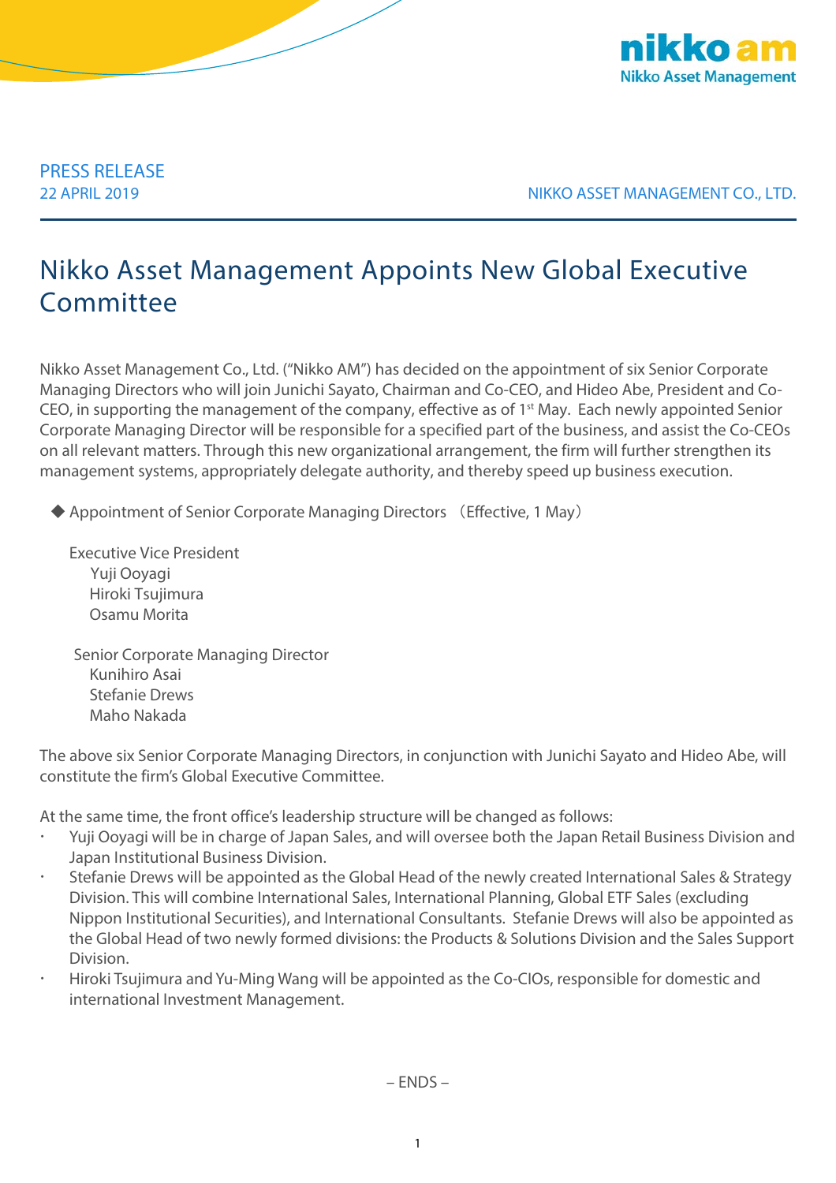PRESS RELEASE
22 APRIL 2019

NIKKO ASSET MANAGEMENT CO., LTD.

# Nikko Asset Management Appoints New Global Executive Committee

Nikko Asset Management Co., Ltd. ("Nikko AM") has decided on the appointment of six Senior Corporate Managing Directors who will join Junichi Sayato, Chairman and Co-CEO, and Hideo Abe, President and Co-CEO, in supporting the management of the company, effective as of 1st May. Each newly appointed Senior Corporate Managing Director will be responsible for a specified part of the business, and assist the Co-CEOs on all relevant matters. Through this new organizational arrangement, the firm will further strengthen its management systems, appropriately delegate authority, and thereby speed up business execution.

◆ Appointment of Senior Corporate Managing Directors （Effective, 1 May）

Executive Vice President
- Yuji Ooyagi
- Hiroki Tsujimura
- Osamu Morita

Senior Corporate Managing Director
- Kunihiro Asai
- Stefanie Drews
- Maho Nakada

The above six Senior Corporate Managing Directors, in conjunction with Junichi Sayato and Hideo Abe, will constitute the firm's Global Executive Committee.

At the same time, the front office's leadership structure will be changed as follows:

- Yuji Ooyagi will be in charge of Japan Sales, and will oversee both the Japan Retail Business Division and Japan Institutional Business Division.
- Stefanie Drews will be appointed as the Global Head of the newly created International Sales & Strategy Division. This will combine International Sales, International Planning, Global ETF Sales (excluding Nippon Institutional Securities), and International Consultants. Stefanie Drews will also be appointed as the Global Head of two newly formed divisions: the Products & Solutions Division and the Sales Support Division.
- Hiroki Tsujimura and Yu-Ming Wang will be appointed as the Co-CIOs, responsible for domestic and international Investment Management.

– ENDS –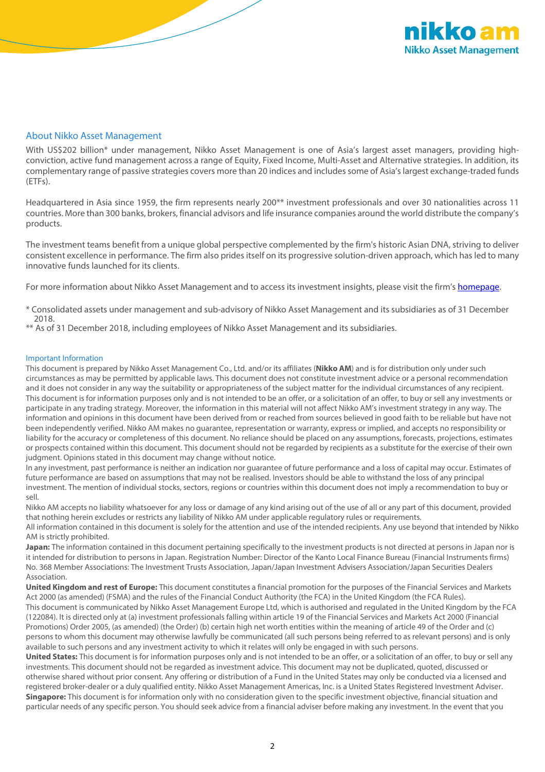## About Nikko Asset Management

With US$202 billion* under management, Nikko Asset Management is one of Asia's largest asset managers, providing high-conviction, active fund management across a range of Equity, Fixed Income, Multi-Asset and Alternative strategies. In addition, its complementary range of passive strategies covers more than 20 indices and includes some of Asia's largest exchange-traded funds (ETFs).

Headquartered in Asia since 1959, the firm represents nearly 200** investment professionals and over 30 nationalities across 11 countries. More than 300 banks, brokers, financial advisors and life insurance companies around the world distribute the company's products.

The investment teams benefit from a unique global perspective complemented by the firm's historic Asian DNA, striving to deliver consistent excellence in performance. The firm also prides itself on its progressive solution-driven approach, which has led to many innovative funds launched for its clients.

For more information about Nikko Asset Management and to access its investment insights, please visit the firm's homepage.

* Consolidated assets under management and sub-advisory of Nikko Asset Management and its subsidiaries as of 31 December 2018.
** As of 31 December 2018, including employees of Nikko Asset Management and its subsidiaries.

### Important Information

This document is prepared by Nikko Asset Management Co., Ltd. and/or its affiliates (**Nikko AM**) and is for distribution only under such circumstances as may be permitted by applicable laws. This document does not constitute investment advice or a personal recommendation and it does not consider in any way the suitability or appropriateness of the subject matter for the individual circumstances of any recipient. This document is for information purposes only and is not intended to be an offer, or a solicitation of an offer, to buy or sell any investments or participate in any trading strategy. Moreover, the information in this material will not affect Nikko AM's investment strategy in any way. The information and opinions in this document have been derived from or reached from sources believed in good faith to be reliable but have not been independently verified. Nikko AM makes no guarantee, representation or warranty, express or implied, and accepts no responsibility or liability for the accuracy or completeness of this document. No reliance should be placed on any assumptions, forecasts, projections, estimates or prospects contained within this document. This document should not be regarded by recipients as a substitute for the exercise of their own judgment. Opinions stated in this document may change without notice.

In any investment, past performance is neither an indication nor guarantee of future performance and a loss of capital may occur. Estimates of future performance are based on assumptions that may not be realised. Investors should be able to withstand the loss of any principal investment. The mention of individual stocks, sectors, regions or countries within this document does not imply a recommendation to buy or sell.

Nikko AM accepts no liability whatsoever for any loss or damage of any kind arising out of the use of all or any part of this document, provided that nothing herein excludes or restricts any liability of Nikko AM under applicable regulatory rules or requirements.

All information contained in this document is solely for the attention and use of the intended recipients. Any use beyond that intended by Nikko AM is strictly prohibited.

**Japan:** The information contained in this document pertaining specifically to the investment products is not directed at persons in Japan nor is it intended for distribution to persons in Japan. Registration Number: Director of the Kanto Local Finance Bureau (Financial Instruments firms) No. 368 Member Associations: The Investment Trusts Association, Japan/Japan Investment Advisers Association/Japan Securities Dealers Association.

**United Kingdom and rest of Europe:** This document constitutes a financial promotion for the purposes of the Financial Services and Markets Act 2000 (as amended) (FSMA) and the rules of the Financial Conduct Authority (the FCA) in the United Kingdom (the FCA Rules).

This document is communicated by Nikko Asset Management Europe Ltd, which is authorised and regulated in the United Kingdom by the FCA (122084). It is directed only at (a) investment professionals falling within article 19 of the Financial Services and Markets Act 2000 (Financial Promotions) Order 2005, (as amended) (the Order) (b) certain high net worth entities within the meaning of article 49 of the Order and (c) persons to whom this document may otherwise lawfully be communicated (all such persons being referred to as relevant persons) and is only available to such persons and any investment activity to which it relates will only be engaged in with such persons.

**United States:** This document is for information purposes only and is not intended to be an offer, or a solicitation of an offer, to buy or sell any investments. This document should not be regarded as investment advice. This document may not be duplicated, quoted, discussed or otherwise shared without prior consent. Any offering or distribution of a Fund in the United States may only be conducted via a licensed and registered broker-dealer or a duly qualified entity. Nikko Asset Management Americas, Inc. is a United States Registered Investment Adviser.

**Singapore:** This document is for information only with no consideration given to the specific investment objective, financial situation and particular needs of any specific person. You should seek advice from a financial adviser before making any investment. In the event that you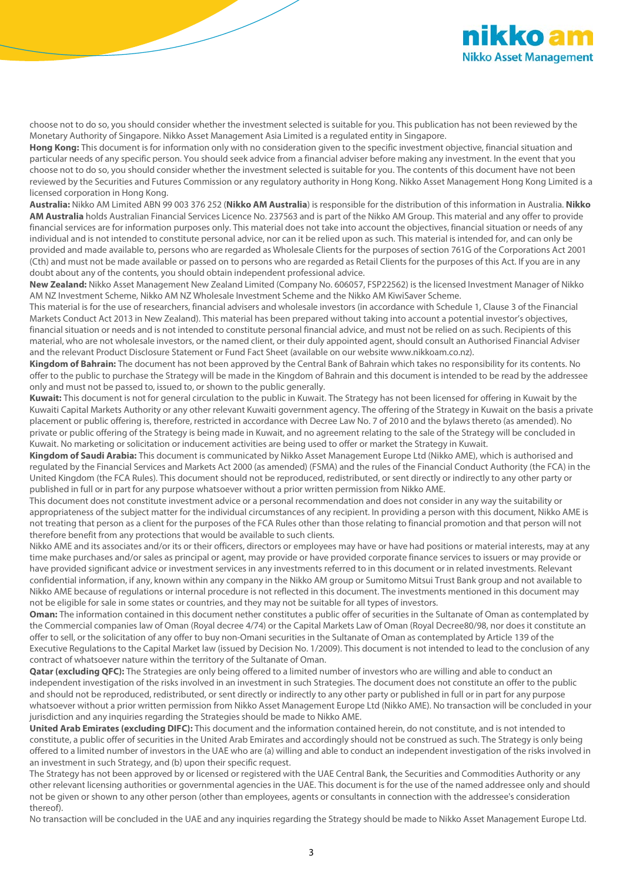choose not to do so, you should consider whether the investment selected is suitable for you. This publication has not been reviewed by the Monetary Authority of Singapore. Nikko Asset Management Asia Limited is a regulated entity in Singapore.

**Hong Kong:** This document is for information only with no consideration given to the specific investment objective, financial situation and particular needs of any specific person. You should seek advice from a financial adviser before making any investment. In the event that you choose not to do so, you should consider whether the investment selected is suitable for you. The contents of this document have not been reviewed by the Securities and Futures Commission or any regulatory authority in Hong Kong. Nikko Asset Management Hong Kong Limited is a licensed corporation in Hong Kong.

**Australia:** Nikko AM Limited ABN 99 003 376 252 (**Nikko AM Australia**) is responsible for the distribution of this information in Australia. **Nikko AM Australia** holds Australian Financial Services Licence No. 237563 and is part of the Nikko AM Group. This material and any offer to provide financial services are for information purposes only. This material does not take into account the objectives, financial situation or needs of any individual and is not intended to constitute personal advice, nor can it be relied upon as such. This material is intended for, and can only be provided and made available to, persons who are regarded as Wholesale Clients for the purposes of section 761G of the Corporations Act 2001 (Cth) and must not be made available or passed on to persons who are regarded as Retail Clients for the purposes of this Act. If you are in any doubt about any of the contents, you should obtain independent professional advice.

**New Zealand:** Nikko Asset Management New Zealand Limited (Company No. 606057, FSP22562) is the licensed Investment Manager of Nikko AM NZ Investment Scheme, Nikko AM NZ Wholesale Investment Scheme and the Nikko AM KiwiSaver Scheme.

This material is for the use of researchers, financial advisers and wholesale investors (in accordance with Schedule 1, Clause 3 of the Financial Markets Conduct Act 2013 in New Zealand). This material has been prepared without taking into account a potential investor's objectives, financial situation or needs and is not intended to constitute personal financial advice, and must not be relied on as such. Recipients of this material, who are not wholesale investors, or the named client, or their duly appointed agent, should consult an Authorised Financial Adviser and the relevant Product Disclosure Statement or Fund Fact Sheet (available on our website www.nikkoam.co.nz).

**Kingdom of Bahrain:** The document has not been approved by the Central Bank of Bahrain which takes no responsibility for its contents. No offer to the public to purchase the Strategy will be made in the Kingdom of Bahrain and this document is intended to be read by the addressee only and must not be passed to, issued to, or shown to the public generally.

**Kuwait:** This document is not for general circulation to the public in Kuwait. The Strategy has not been licensed for offering in Kuwait by the Kuwaiti Capital Markets Authority or any other relevant Kuwaiti government agency. The offering of the Strategy in Kuwait on the basis a private placement or public offering is, therefore, restricted in accordance with Decree Law No. 7 of 2010 and the bylaws thereto (as amended). No private or public offering of the Strategy is being made in Kuwait, and no agreement relating to the sale of the Strategy will be concluded in Kuwait. No marketing or solicitation or inducement activities are being used to offer or market the Strategy in Kuwait.

**Kingdom of Saudi Arabia:** This document is communicated by Nikko Asset Management Europe Ltd (Nikko AME), which is authorised and regulated by the Financial Services and Markets Act 2000 (as amended) (FSMA) and the rules of the Financial Conduct Authority (the FCA) in the United Kingdom (the FCA Rules). This document should not be reproduced, redistributed, or sent directly or indirectly to any other party or published in full or in part for any purpose whatsoever without a prior written permission from Nikko AME.

This document does not constitute investment advice or a personal recommendation and does not consider in any way the suitability or appropriateness of the subject matter for the individual circumstances of any recipient. In providing a person with this document, Nikko AME is not treating that person as a client for the purposes of the FCA Rules other than those relating to financial promotion and that person will not therefore benefit from any protections that would be available to such clients.

Nikko AME and its associates and/or its or their officers, directors or employees may have or have had positions or material interests, may at any time make purchases and/or sales as principal or agent, may provide or have provided corporate finance services to issuers or may provide or have provided significant advice or investment services in any investments referred to in this document or in related investments. Relevant confidential information, if any, known within any company in the Nikko AM group or Sumitomo Mitsui Trust Bank group and not available to Nikko AME because of regulations or internal procedure is not reflected in this document. The investments mentioned in this document may not be eligible for sale in some states or countries, and they may not be suitable for all types of investors.

**Oman:** The information contained in this document nether constitutes a public offer of securities in the Sultanate of Oman as contemplated by the Commercial companies law of Oman (Royal decree 4/74) or the Capital Markets Law of Oman (Royal Decree80/98, nor does it constitute an offer to sell, or the solicitation of any offer to buy non-Omani securities in the Sultanate of Oman as contemplated by Article 139 of the Executive Regulations to the Capital Market law (issued by Decision No. 1/2009). This document is not intended to lead to the conclusion of any contract of whatsoever nature within the territory of the Sultanate of Oman.

**Qatar (excluding QFC):** The Strategies are only being offered to a limited number of investors who are willing and able to conduct an independent investigation of the risks involved in an investment in such Strategies. The document does not constitute an offer to the public and should not be reproduced, redistributed, or sent directly or indirectly to any other party or published in full or in part for any purpose whatsoever without a prior written permission from Nikko Asset Management Europe Ltd (Nikko AME). No transaction will be concluded in your jurisdiction and any inquiries regarding the Strategies should be made to Nikko AME.

**United Arab Emirates (excluding DIFC):** This document and the information contained herein, do not constitute, and is not intended to constitute, a public offer of securities in the United Arab Emirates and accordingly should not be construed as such. The Strategy is only being offered to a limited number of investors in the UAE who are (a) willing and able to conduct an independent investigation of the risks involved in an investment in such Strategy, and (b) upon their specific request.

The Strategy has not been approved by or licensed or registered with the UAE Central Bank, the Securities and Commodities Authority or any other relevant licensing authorities or governmental agencies in the UAE. This document is for the use of the named addressee only and should not be given or shown to any other person (other than employees, agents or consultants in connection with the addressee's consideration thereof).

No transaction will be concluded in the UAE and any inquiries regarding the Strategy should be made to Nikko Asset Management Europe Ltd.